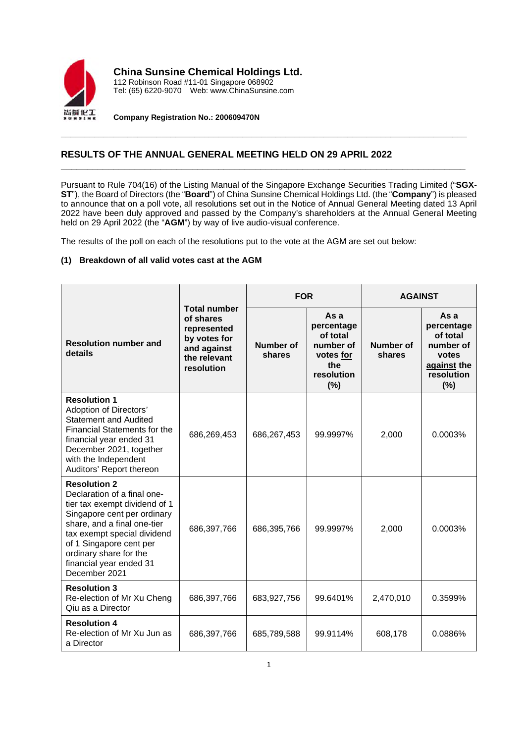**China Sunsine Chemical Holdings Ltd.**
112 Robinson Road #11-01 Singapore 068902
Tel: (65) 6220-9070 Web: www.ChinaSunsine.com

**Company Registration No.: 200609470N**

## RESULTS OF THE ANNUAL GENERAL MEETING HELD ON 29 APRIL 2022

Pursuant to Rule 704(16) of the Listing Manual of the Singapore Exchange Securities Trading Limited ("**SGX-ST**"), the Board of Directors (the "**Board**") of China Sunsine Chemical Holdings Ltd. (the "**Company**") is pleased to announce that on a poll vote, all resolutions set out in the Notice of Annual General Meeting dated 13 April 2022 have been duly approved and passed by the Company's shareholders at the Annual General Meeting held on 29 April 2022 (the "**AGM**") by way of live audio-visual conference.

The results of the poll on each of the resolutions put to the vote at the AGM are set out below:

**(1) Breakdown of all valid votes cast at the AGM**

| Resolution number and details | Total number of shares represented by votes for and against the relevant resolution | FOR | | AGAINST | |
|---|---|---|---|---|---|
| | | Number of shares | As a percentage of total number of votes for the resolution (%) | Number of shares | As a percentage of total number of votes against the resolution (%) |
| **Resolution 1** Adoption of Directors' Statement and Audited Financial Statements for the financial year ended 31 December 2021, together with the Independent Auditors' Report thereon | 686,269,453 | 686,267,453 | 99.9997% | 2,000 | 0.0003% |
| **Resolution 2** Declaration of a final one-tier tax exempt dividend of 1 Singapore cent per ordinary share, and a final one-tier tax exempt special dividend of 1 Singapore cent per ordinary share for the financial year ended 31 December 2021 | 686,397,766 | 686,395,766 | 99.9997% | 2,000 | 0.0003% |
| **Resolution 3** Re-election of Mr Xu Cheng Qiu as a Director | 686,397,766 | 683,927,756 | 99.6401% | 2,470,010 | 0.3599% |
| **Resolution 4** Re-election of Mr Xu Jun as a Director | 686,397,766 | 685,789,588 | 99.9114% | 608,178 | 0.0886% |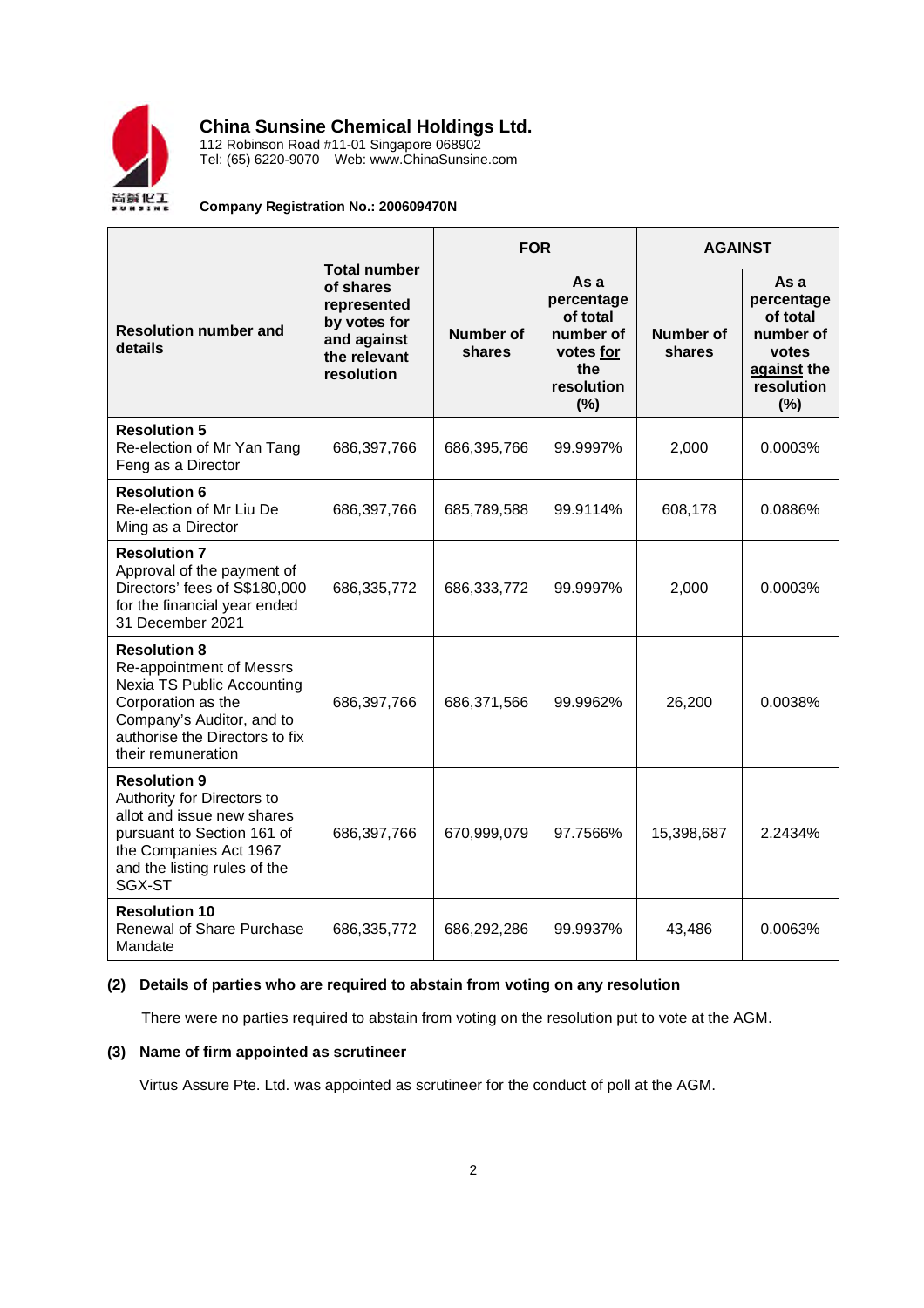**China Sunsine Chemical Holdings Ltd.**
112 Robinson Road #11-01 Singapore 068902
Tel: (65) 6220-9070  Web: www.ChinaSunsine.com

**Company Registration No.: 200609470N**

| Resolution number and details | Total number of shares represented by votes for and against the relevant resolution | FOR | | AGAINST | |
|---|---|---|---|---|---|
| | | Number of shares | As a percentage of total number of votes for the resolution (%) | Number of shares | As a percentage of total number of votes against the resolution (%) |
| **Resolution 5** Re-election of Mr Yan Tang Feng as a Director | 686,397,766 | 686,395,766 | 99.9997% | 2,000 | 0.0003% |
| **Resolution 6** Re-election of Mr Liu De Ming as a Director | 686,397,766 | 685,789,588 | 99.9114% | 608,178 | 0.0886% |
| **Resolution 7** Approval of the payment of Directors' fees of S$180,000 for the financial year ended 31 December 2021 | 686,335,772 | 686,333,772 | 99.9997% | 2,000 | 0.0003% |
| **Resolution 8** Re-appointment of Messrs Nexia TS Public Accounting Corporation as the Company's Auditor, and to authorise the Directors to fix their remuneration | 686,397,766 | 686,371,566 | 99.9962% | 26,200 | 0.0038% |
| **Resolution 9** Authority for Directors to allot and issue new shares pursuant to Section 161 of the Companies Act 1967 and the listing rules of the SGX-ST | 686,397,766 | 670,999,079 | 97.7566% | 15,398,687 | 2.2434% |
| **Resolution 10** Renewal of Share Purchase Mandate | 686,335,772 | 686,292,286 | 99.9937% | 43,486 | 0.0063% |

**(2) Details of parties who are required to abstain from voting on any resolution**

There were no parties required to abstain from voting on the resolution put to vote at the AGM.

**(3) Name of firm appointed as scrutineer**

Virtus Assure Pte. Ltd. was appointed as scrutineer for the conduct of poll at the AGM.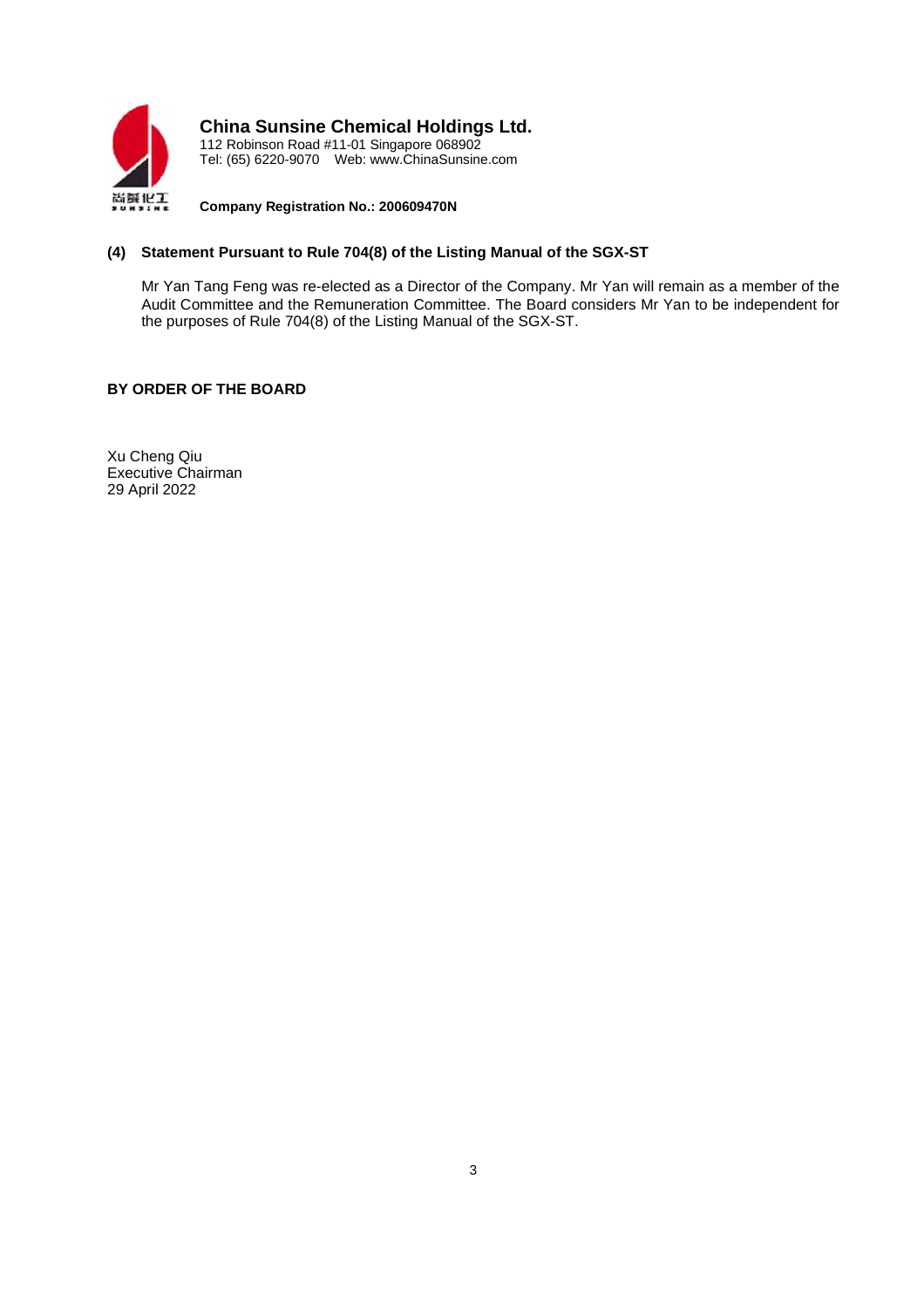**China Sunsine Chemical Holdings Ltd.**
112 Robinson Road #11-01 Singapore 068902
Tel: (65) 6220-9070 Web: www.ChinaSunsine.com

**Company Registration No.: 200609470N**

**(4) Statement Pursuant to Rule 704(8) of the Listing Manual of the SGX-ST**

Mr Yan Tang Feng was re-elected as a Director of the Company. Mr Yan will remain as a member of the Audit Committee and the Remuneration Committee. The Board considers Mr Yan to be independent for the purposes of Rule 704(8) of the Listing Manual of the SGX-ST.

**BY ORDER OF THE BOARD**

Xu Cheng Qiu
Executive Chairman
29 April 2022